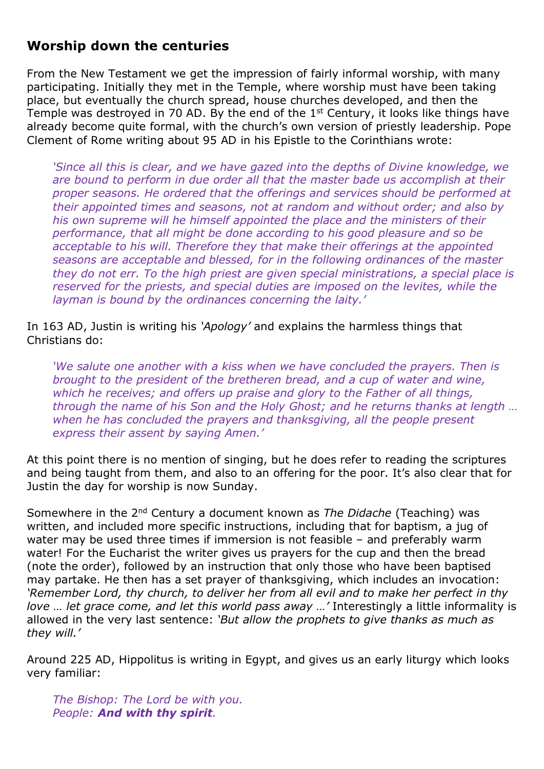## Worship down the centuries

From the New Testament we get the impression of fairly informal worship, with many participating. Initially they met in the Temple, where worship must have been taking place, but eventually the church spread, house churches developed, and then the Temple was destroyed in 70 AD. By the end of the 1st Century, it looks like things have already become quite formal, with the church's own version of priestly leadership. Pope Clement of Rome writing about 95 AD in his Epistle to the Corinthians wrote:

> *'Since all this is clear, and we have gazed into the depths of Divine knowledge, we are bound to perform in due order all that the master bade us accomplish at their proper seasons. He ordered that the offerings and services should be performed at their appointed times and seasons, not at random and without order; and also by his own supreme will he himself appointed the place and the ministers of their performance, that all might be done according to his good pleasure and so be acceptable to his will. Therefore they that make their offerings at the appointed seasons are acceptable and blessed, for in the following ordinances of the master they do not err. To the high priest are given special ministrations, a special place is reserved for the priests, and special duties are imposed on the levites, while the layman is bound by the ordinances concerning the laity.'*

In 163 AD, Justin is writing his *'Apology'* and explains the harmless things that Christians do:

> *'We salute one another with a kiss when we have concluded the prayers. Then is brought to the president of the bretheren bread, and a cup of water and wine, which he receives; and offers up praise and glory to the Father of all things, through the name of his Son and the Holy Ghost; and he returns thanks at length … when he has concluded the prayers and thanksgiving, all the people present express their assent by saying Amen.'*

At this point there is no mention of singing, but he does refer to reading the scriptures and being taught from them, and also to an offering for the poor. It's also clear that for Justin the day for worship is now Sunday.

Somewhere in the 2nd Century a document known as *The Didache* (Teaching) was written, and included more specific instructions, including that for baptism, a jug of water may be used three times if immersion is not feasible – and preferably warm water! For the Eucharist the writer gives us prayers for the cup and then the bread (note the order), followed by an instruction that only those who have been baptised may partake. He then has a set prayer of thanksgiving, which includes an invocation: *'Remember Lord, thy church, to deliver her from all evil and to make her perfect in thy love … let grace come, and let this world pass away …'* Interestingly a little informality is allowed in the very last sentence: *'But allow the prophets to give thanks as much as they will.'*

Around 225 AD, Hippolitus is writing in Egypt, and gives us an early liturgy which looks very familiar:

> *The Bishop: The Lord be with you.*
> *People:* ***And with thy spirit****.*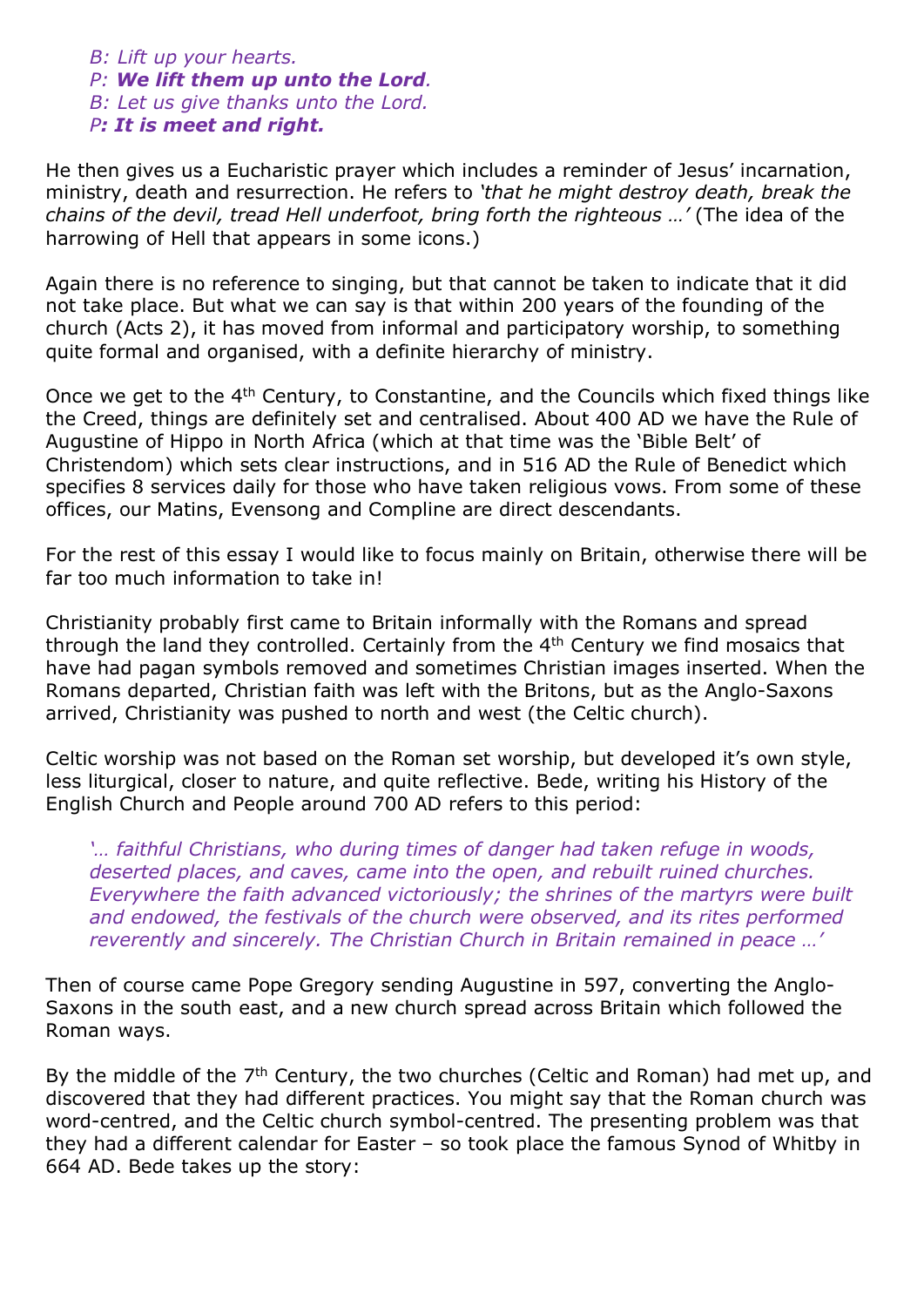*B: Lift up your hearts.*
*P:* ***We lift them up unto the Lord.***
*B: Let us give thanks unto the Lord.*
*P****: It is meet and right.***

He then gives us a Eucharistic prayer which includes a reminder of Jesus' incarnation, ministry, death and resurrection. He refers to *'that he might destroy death, break the chains of the devil, tread Hell underfoot, bring forth the righteous …'* (The idea of the harrowing of Hell that appears in some icons.)

Again there is no reference to singing, but that cannot be taken to indicate that it did not take place. But what we can say is that within 200 years of the founding of the church (Acts 2), it has moved from informal and participatory worship, to something quite formal and organised, with a definite hierarchy of ministry.

Once we get to the 4th Century, to Constantine, and the Councils which fixed things like the Creed, things are definitely set and centralised. About 400 AD we have the Rule of Augustine of Hippo in North Africa (which at that time was the 'Bible Belt' of Christendom) which sets clear instructions, and in 516 AD the Rule of Benedict which specifies 8 services daily for those who have taken religious vows. From some of these offices, our Matins, Evensong and Compline are direct descendants.

For the rest of this essay I would like to focus mainly on Britain, otherwise there will be far too much information to take in!

Christianity probably first came to Britain informally with the Romans and spread through the land they controlled. Certainly from the 4th Century we find mosaics that have had pagan symbols removed and sometimes Christian images inserted. When the Romans departed, Christian faith was left with the Britons, but as the Anglo-Saxons arrived, Christianity was pushed to north and west (the Celtic church).

Celtic worship was not based on the Roman set worship, but developed it's own style, less liturgical, closer to nature, and quite reflective. Bede, writing his History of the English Church and People around 700 AD refers to this period:

> *'… faithful Christians, who during times of danger had taken refuge in woods, deserted places, and caves, came into the open, and rebuilt ruined churches. Everywhere the faith advanced victoriously; the shrines of the martyrs were built and endowed, the festivals of the church were observed, and its rites performed reverently and sincerely. The Christian Church in Britain remained in peace …'*

Then of course came Pope Gregory sending Augustine in 597, converting the Anglo-Saxons in the south east, and a new church spread across Britain which followed the Roman ways.

By the middle of the 7th Century, the two churches (Celtic and Roman) had met up, and discovered that they had different practices. You might say that the Roman church was word-centred, and the Celtic church symbol-centred. The presenting problem was that they had a different calendar for Easter – so took place the famous Synod of Whitby in 664 AD. Bede takes up the story: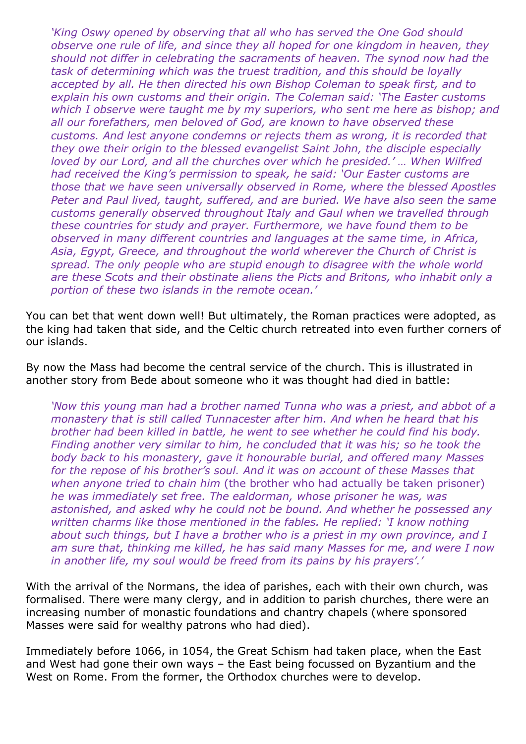> *'King Oswy opened by observing that all who has served the One God should observe one rule of life, and since they all hoped for one kingdom in heaven, they should not differ in celebrating the sacraments of heaven. The synod now had the task of determining which was the truest tradition, and this should be loyally accepted by all. He then directed his own Bishop Coleman to speak first, and to explain his own customs and their origin. The Coleman said: 'The Easter customs which I observe were taught me by my superiors, who sent me here as bishop; and all our forefathers, men beloved of God, are known to have observed these customs. And lest anyone condemns or rejects them as wrong, it is recorded that they owe their origin to the blessed evangelist Saint John, the disciple especially loved by our Lord, and all the churches over which he presided.' … When Wilfred had received the King's permission to speak, he said: 'Our Easter customs are those that we have seen universally observed in Rome, where the blessed Apostles Peter and Paul lived, taught, suffered, and are buried. We have also seen the same customs generally observed throughout Italy and Gaul when we travelled through these countries for study and prayer. Furthermore, we have found them to be observed in many different countries and languages at the same time, in Africa, Asia, Egypt, Greece, and throughout the world wherever the Church of Christ is spread. The only people who are stupid enough to disagree with the whole world are these Scots and their obstinate aliens the Picts and Britons, who inhabit only a portion of these two islands in the remote ocean.'*

You can bet that went down well! But ultimately, the Roman practices were adopted, as the king had taken that side, and the Celtic church retreated into even further corners of our islands.

By now the Mass had become the central service of the church. This is illustrated in another story from Bede about someone who it was thought had died in battle:

> *'Now this young man had a brother named Tunna who was a priest, and abbot of a monastery that is still called Tunnacester after him. And when he heard that his brother had been killed in battle, he went to see whether he could find his body. Finding another very similar to him, he concluded that it was his; so he took the body back to his monastery, gave it honourable burial, and offered many Masses for the repose of his brother's soul. And it was on account of these Masses that when anyone tried to chain him* (the brother who had actually be taken prisoner) *he was immediately set free. The ealdorman, whose prisoner he was, was astonished, and asked why he could not be bound. And whether he possessed any written charms like those mentioned in the fables. He replied: 'I know nothing about such things, but I have a brother who is a priest in my own province, and I am sure that, thinking me killed, he has said many Masses for me, and were I now in another life, my soul would be freed from its pains by his prayers'.'*

With the arrival of the Normans, the idea of parishes, each with their own church, was formalised. There were many clergy, and in addition to parish churches, there were an increasing number of monastic foundations and chantry chapels (where sponsored Masses were said for wealthy patrons who had died).

Immediately before 1066, in 1054, the Great Schism had taken place, when the East and West had gone their own ways – the East being focussed on Byzantium and the West on Rome. From the former, the Orthodox churches were to develop.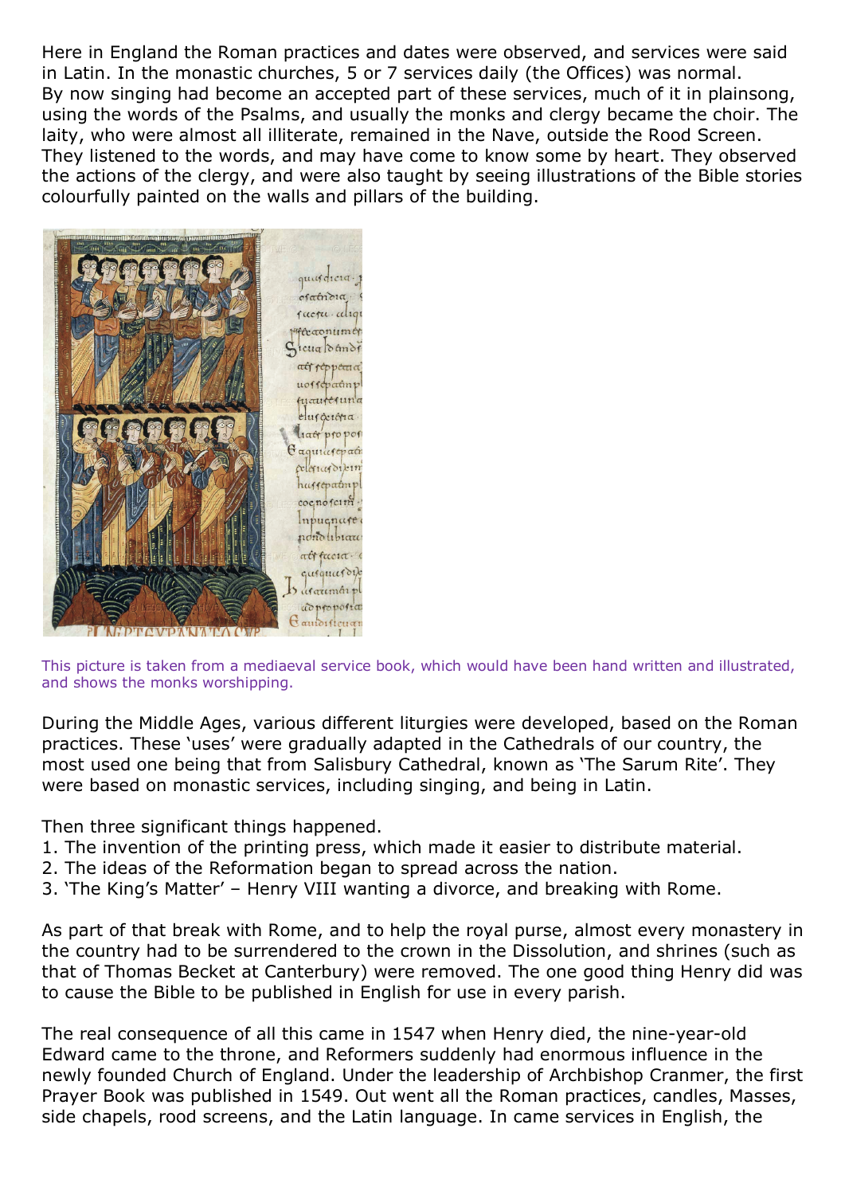Here in England the Roman practices and dates were observed, and services were said in Latin. In the monastic churches, 5 or 7 services daily (the Offices) was normal. By now singing had become an accepted part of these services, much of it in plainsong, using the words of the Psalms, and usually the monks and clergy became the choir. The laity, who were almost all illiterate, remained in the Nave, outside the Rood Screen. They listened to the words, and may have come to know some by heart. They observed the actions of the clergy, and were also taught by seeing illustrations of the Bible stories colourfully painted on the walls and pillars of the building.

This picture is taken from a mediaeval service book, which would have been hand written and illustrated, and shows the monks worshipping.

During the Middle Ages, various different liturgies were developed, based on the Roman practices. These 'uses' were gradually adapted in the Cathedrals of our country, the most used one being that from Salisbury Cathedral, known as 'The Sarum Rite'. They were based on monastic services, including singing, and being in Latin.

Then three significant things happened.

1. The invention of the printing press, which made it easier to distribute material.
2. The ideas of the Reformation began to spread across the nation.
3. 'The King's Matter' – Henry VIII wanting a divorce, and breaking with Rome.

As part of that break with Rome, and to help the royal purse, almost every monastery in the country had to be surrendered to the crown in the Dissolution, and shrines (such as that of Thomas Becket at Canterbury) were removed. The one good thing Henry did was to cause the Bible to be published in English for use in every parish.

The real consequence of all this came in 1547 when Henry died, the nine-year-old Edward came to the throne, and Reformers suddenly had enormous influence in the newly founded Church of England. Under the leadership of Archbishop Cranmer, the first Prayer Book was published in 1549. Out went all the Roman practices, candles, Masses, side chapels, rood screens, and the Latin language. In came services in English, the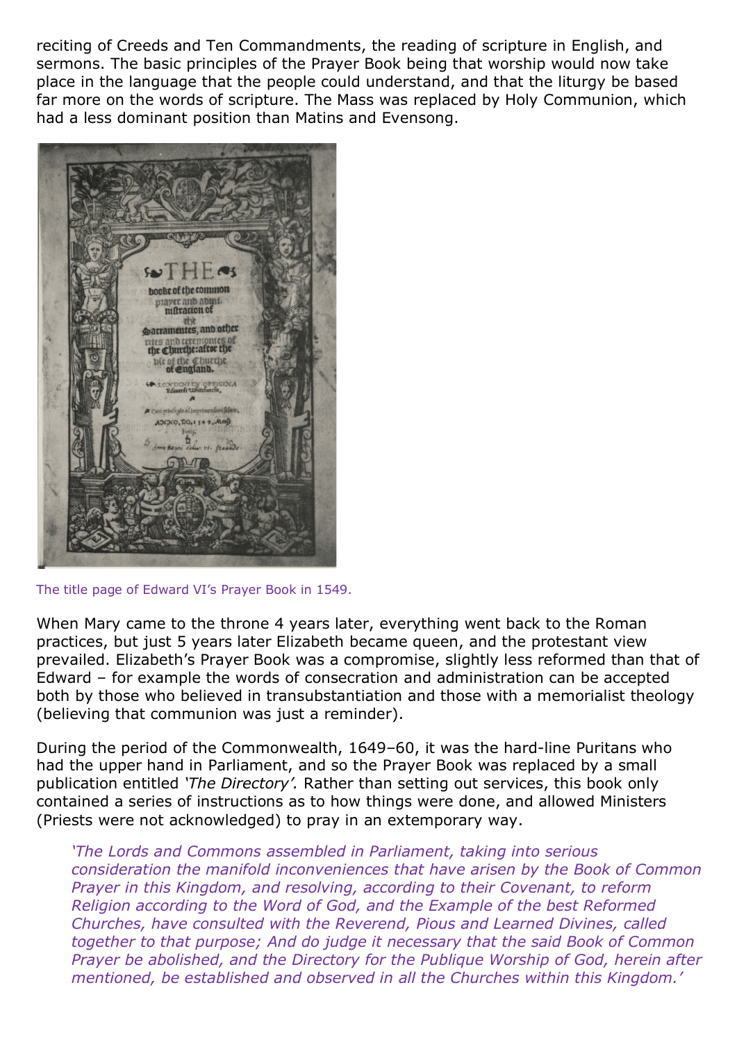reciting of Creeds and Ten Commandments, the reading of scripture in English, and sermons. The basic principles of the Prayer Book being that worship would now take place in the language that the people could understand, and that the liturgy be based far more on the words of scripture. The Mass was replaced by Holy Communion, which had a less dominant position than Matins and Evensong.

The title page of Edward VI's Prayer Book in 1549.

When Mary came to the throne 4 years later, everything went back to the Roman practices, but just 5 years later Elizabeth became queen, and the protestant view prevailed. Elizabeth's Prayer Book was a compromise, slightly less reformed than that of Edward – for example the words of consecration and administration can be accepted both by those who believed in transubstantiation and those with a memorialist theology (believing that communion was just a reminder).

During the period of the Commonwealth, 1649–60, it was the hard-line Puritans who had the upper hand in Parliament, and so the Prayer Book was replaced by a small publication entitled *'The Directory'*. Rather than setting out services, this book only contained a series of instructions as to how things were done, and allowed Ministers (Priests were not acknowledged) to pray in an extemporary way.

> *'The Lords and Commons assembled in Parliament, taking into serious consideration the manifold inconveniences that have arisen by the Book of Common Prayer in this Kingdom, and resolving, according to their Covenant, to reform Religion according to the Word of God, and the Example of the best Reformed Churches, have consulted with the Reverend, Pious and Learned Divines, called together to that purpose; And do judge it necessary that the said Book of Common Prayer be abolished, and the Directory for the Publique Worship of God, herein after mentioned, be established and observed in all the Churches within this Kingdom.'*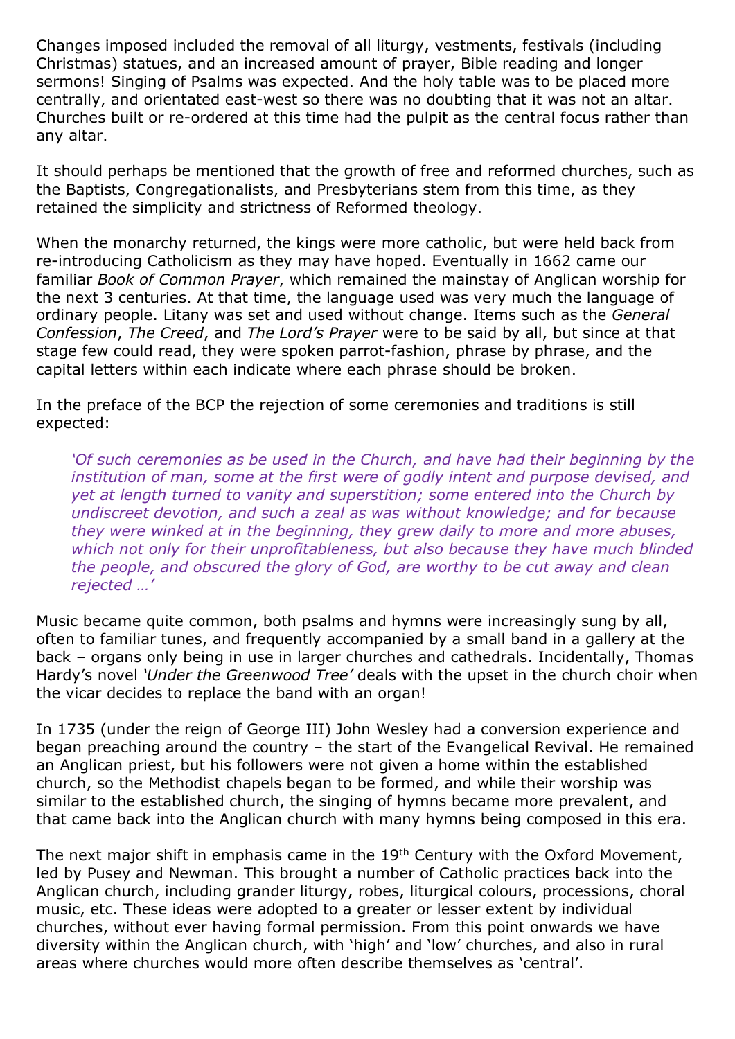Changes imposed included the removal of all liturgy, vestments, festivals (including Christmas) statues, and an increased amount of prayer, Bible reading and longer sermons! Singing of Psalms was expected. And the holy table was to be placed more centrally, and orientated east-west so there was no doubting that it was not an altar. Churches built or re-ordered at this time had the pulpit as the central focus rather than any altar.

It should perhaps be mentioned that the growth of free and reformed churches, such as the Baptists, Congregationalists, and Presbyterians stem from this time, as they retained the simplicity and strictness of Reformed theology.

When the monarchy returned, the kings were more catholic, but were held back from re-introducing Catholicism as they may have hoped. Eventually in 1662 came our familiar *Book of Common Prayer*, which remained the mainstay of Anglican worship for the next 3 centuries. At that time, the language used was very much the language of ordinary people. Litany was set and used without change. Items such as the *General Confession*, *The Creed*, and *The Lord's Prayer* were to be said by all, but since at that stage few could read, they were spoken parrot-fashion, phrase by phrase, and the capital letters within each indicate where each phrase should be broken.

In the preface of the BCP the rejection of some ceremonies and traditions is still expected:

> *'Of such ceremonies as be used in the Church, and have had their beginning by the institution of man, some at the first were of godly intent and purpose devised, and yet at length turned to vanity and superstition; some entered into the Church by undiscreet devotion, and such a zeal as was without knowledge; and for because they were winked at in the beginning, they grew daily to more and more abuses, which not only for their unprofitableness, but also because they have much blinded the people, and obscured the glory of God, are worthy to be cut away and clean rejected …'*

Music became quite common, both psalms and hymns were increasingly sung by all, often to familiar tunes, and frequently accompanied by a small band in a gallery at the back – organs only being in use in larger churches and cathedrals. Incidentally, Thomas Hardy's novel *'Under the Greenwood Tree'* deals with the upset in the church choir when the vicar decides to replace the band with an organ!

In 1735 (under the reign of George III) John Wesley had a conversion experience and began preaching around the country – the start of the Evangelical Revival. He remained an Anglican priest, but his followers were not given a home within the established church, so the Methodist chapels began to be formed, and while their worship was similar to the established church, the singing of hymns became more prevalent, and that came back into the Anglican church with many hymns being composed in this era.

The next major shift in emphasis came in the 19th Century with the Oxford Movement, led by Pusey and Newman. This brought a number of Catholic practices back into the Anglican church, including grander liturgy, robes, liturgical colours, processions, choral music, etc. These ideas were adopted to a greater or lesser extent by individual churches, without ever having formal permission. From this point onwards we have diversity within the Anglican church, with 'high' and 'low' churches, and also in rural areas where churches would more often describe themselves as 'central'.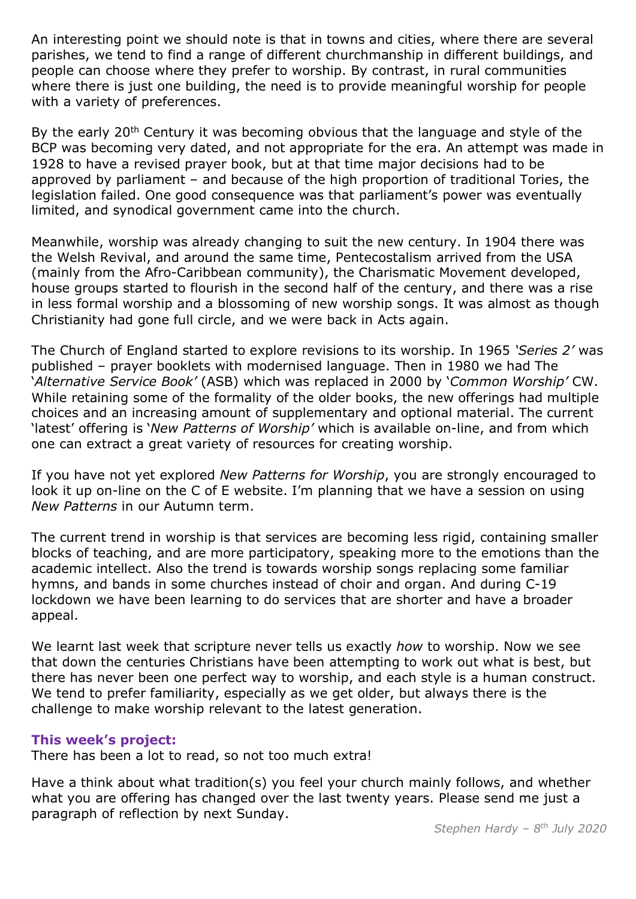An interesting point we should note is that in towns and cities, where there are several parishes, we tend to find a range of different churchmanship in different buildings, and people can choose where they prefer to worship. By contrast, in rural communities where there is just one building, the need is to provide meaningful worship for people with a variety of preferences.

By the early 20th Century it was becoming obvious that the language and style of the BCP was becoming very dated, and not appropriate for the era. An attempt was made in 1928 to have a revised prayer book, but at that time major decisions had to be approved by parliament – and because of the high proportion of traditional Tories, the legislation failed. One good consequence was that parliament's power was eventually limited, and synodical government came into the church.

Meanwhile, worship was already changing to suit the new century. In 1904 there was the Welsh Revival, and around the same time, Pentecostalism arrived from the USA (mainly from the Afro-Caribbean community), the Charismatic Movement developed, house groups started to flourish in the second half of the century, and there was a rise in less formal worship and a blossoming of new worship songs. It was almost as though Christianity had gone full circle, and we were back in Acts again.

The Church of England started to explore revisions to its worship. In 1965 *'Series 2'* was published – prayer booklets with modernised language. Then in 1980 we had The '*Alternative Service Book'* (ASB) which was replaced in 2000 by '*Common Worship'* CW. While retaining some of the formality of the older books, the new offerings had multiple choices and an increasing amount of supplementary and optional material. The current 'latest' offering is '*New Patterns of Worship'* which is available on-line, and from which one can extract a great variety of resources for creating worship.

If you have not yet explored *New Patterns for Worship*, you are strongly encouraged to look it up on-line on the C of E website. I'm planning that we have a session on using *New Patterns* in our Autumn term.

The current trend in worship is that services are becoming less rigid, containing smaller blocks of teaching, and are more participatory, speaking more to the emotions than the academic intellect. Also the trend is towards worship songs replacing some familiar hymns, and bands in some churches instead of choir and organ. And during C-19 lockdown we have been learning to do services that are shorter and have a broader appeal.

We learnt last week that scripture never tells us exactly *how* to worship. Now we see that down the centuries Christians have been attempting to work out what is best, but there has never been one perfect way to worship, and each style is a human construct. We tend to prefer familiarity, especially as we get older, but always there is the challenge to make worship relevant to the latest generation.

**This week's project:**

There has been a lot to read, so not too much extra!

Have a think about what tradition(s) you feel your church mainly follows, and whether what you are offering has changed over the last twenty years. Please send me just a paragraph of reflection by next Sunday.

*Stephen Hardy – 8th July 2020*